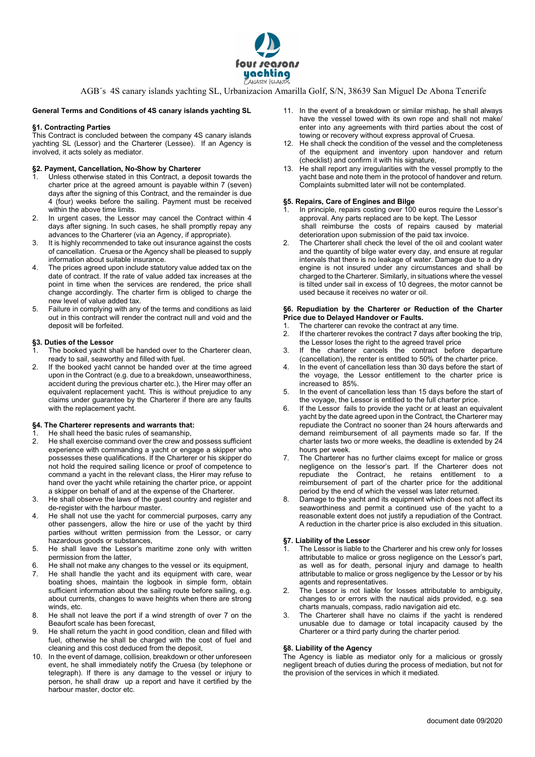AGB´s 4S canary islands yachting SL, Urbanizacion Amarilla Golf, S/N, 38639 San Miguel De Abona Tenerife

**General Terms and Conditions of 4S canary islands yachting SL**

**§1. Contracting Parties**

This Contract is concluded between the company 4S canary islands yachting SL (Lessor) and the Charterer (Lessee). If an Agency is involved, it acts solely as mediator.

**§2. Payment, Cancellation, No-Show by Charterer**

1. Unless otherwise stated in this Contract, a deposit towards the charter price at the agreed amount is payable within 7 (seven) days after the signing of this Contract, and the remainder is due 4 (four) weeks before the sailing. Payment must be received within the above time limits.
2. In urgent cases, the Lessor may cancel the Contract within 4 days after signing. In such cases, he shall promptly repay any advances to the Charterer (via an Agency, if appropriate).
3. It is highly recommended to take out insurance against the costs of cancellation. Cruesa or the Agency shall be pleased to supply information about suitable insurance.
4. The prices agreed upon include statutory value added tax on the date of contract. If the rate of value added tax increases at the point in time when the services are rendered, the price shall change accordingly. The charter firm is obliged to charge the new level of value added tax.
5. Failure in complying with any of the terms and conditions as laid out in this contract will render the contract null and void and the deposit will be forfeited.

**§3. Duties of the Lessor**

1. The booked yacht shall be handed over to the Charterer clean, ready to sail, seaworthy and filled with fuel.
2. If the booked yacht cannot be handed over at the time agreed upon in the Contract (e.g. due to a breakdown, unseaworthiness, accident during the previous charter etc.), the Hirer may offer an equivalent replacement yacht. This is without prejudice to any claims under guarantee by the Charterer if there are any faults with the replacement yacht.

**§4. The Charterer represents and warrants that:**

1. He shall heed the basic rules of seamanship,
2. He shall exercise command over the crew and possess sufficient experience with commanding a yacht or engage a skipper who possesses these qualifications. If the Charterer or his skipper do not hold the required sailing licence or proof of competence to command a yacht in the relevant class, the Hirer may refuse to hand over the yacht while retaining the charter price, or appoint a skipper on behalf of and at the expense of the Charterer.
3. He shall observe the laws of the guest country and register and de-register with the harbour master.
4. He shall not use the yacht for commercial purposes, carry any other passengers, allow the hire or use of the yacht by third parties without written permission from the Lessor, or carry hazardous goods or substances,
5. He shall leave the Lessor's maritime zone only with written permission from the latter,
6. He shall not make any changes to the vessel or its equipment,
7. He shall handle the yacht and its equipment with care, wear boating shoes, maintain the logbook in simple form, obtain sufficient information about the sailing route before sailing, e.g. about currents, changes to wave heights when there are strong winds, etc.
8. He shall not leave the port if a wind strength of over 7 on the Beaufort scale has been forecast,
9. He shall return the yacht in good condition, clean and filled with fuel, otherwise he shall be charged with the cost of fuel and cleaning and this cost deducted from the deposit,
10. In the event of damage, collision, breakdown or other unforeseen event, he shall immediately notify the Cruesa (by telephone or telegraph). If there is any damage to the vessel or injury to person, he shall draw up a report and have it certified by the harbour master, doctor etc.
11. In the event of a breakdown or similar mishap, he shall always have the vessel towed with its own rope and shall not make/ enter into any agreements with third parties about the cost of towing or recovery without express approval of Cruesa.
12. He shall check the condition of the vessel and the completeness of the equipment and inventory upon handover and return (checklist) and confirm it with his signature,
13. He shall report any irregularities with the vessel promptly to the yacht base and note them in the protocol of handover and return. Complaints submitted later will not be contemplated.

**§5. Repairs, Care of Engines and Bilge**

1. In principle, repairs costing over 100 euros require the Lessor's approval. Any parts replaced are to be kept. The Lessor shall reimburse the costs of repairs caused by material deterioration upon submission of the paid tax invoice.
2. The Charterer shall check the level of the oil and coolant water and the quantity of bilge water every day, and ensure at regular intervals that there is no leakage of water. Damage due to a dry engine is not insured under any circumstances and shall be charged to the Charterer. Similarly, in situations where the vessel is tilted under sail in excess of 10 degrees, the motor cannot be used because it receives no water or oil.

**§6. Repudiation by the Charterer or Reduction of the Charter Price due to Delayed Handover or Faults.**

1. The charterer can revoke the contract at any time.
2. If the charterer revokes the contract 7 days after booking the trip, the Lessor loses the right to the agreed travel price
3. If the charterer cancels the contract before departure (cancellation), the renter is entitled to 50% of the charter price.
4. In the event of cancellation less than 30 days before the start of the voyage, the Lessor entitlement to the charter price is increased to 85%.
5. In the event of cancellation less than 15 days before the start of the voyage, the Lessor is entitled to the full charter price.
6. If the Lessor fails to provide the yacht or at least an equivalent yacht by the date agreed upon in the Contract, the Charterer may repudiate the Contract no sooner than 24 hours afterwards and demand reimbursement of all payments made so far. If the charter lasts two or more weeks, the deadline is extended by 24 hours per week.
7. The Charterer has no further claims except for malice or gross negligence on the lessor's part. If the Charterer does not repudiate the Contract, he retains entitlement to a reimbursement of part of the charter price for the additional period by the end of which the vessel was later returned.
8. Damage to the yacht and its equipment which does not affect its seaworthiness and permit a continued use of the yacht to a reasonable extent does not justify a repudiation of the Contract. A reduction in the charter price is also excluded in this situation.

**§7. Liability of the Lessor**

1. The Lessor is liable to the Charterer and his crew only for losses attributable to malice or gross negligence on the Lessor's part, as well as for death, personal injury and damage to health attributable to malice or gross negligence by the Lessor or by his agents and representatives.
2. The Lessor is not liable for losses attributable to ambiguity, changes to or errors with the nautical aids provided, e.g. sea charts manuals, compass, radio navigation aid etc.
3. The Charterer shall have no claims if the yacht is rendered unusable due to damage or total incapacity caused by the Charterer or a third party during the charter period.

**§8. Liability of the Agency**

The Agency is liable as mediator only for a malicious or grossly negligent breach of duties during the process of mediation, but not for the provision of the services in which it mediated.

document date 09/2020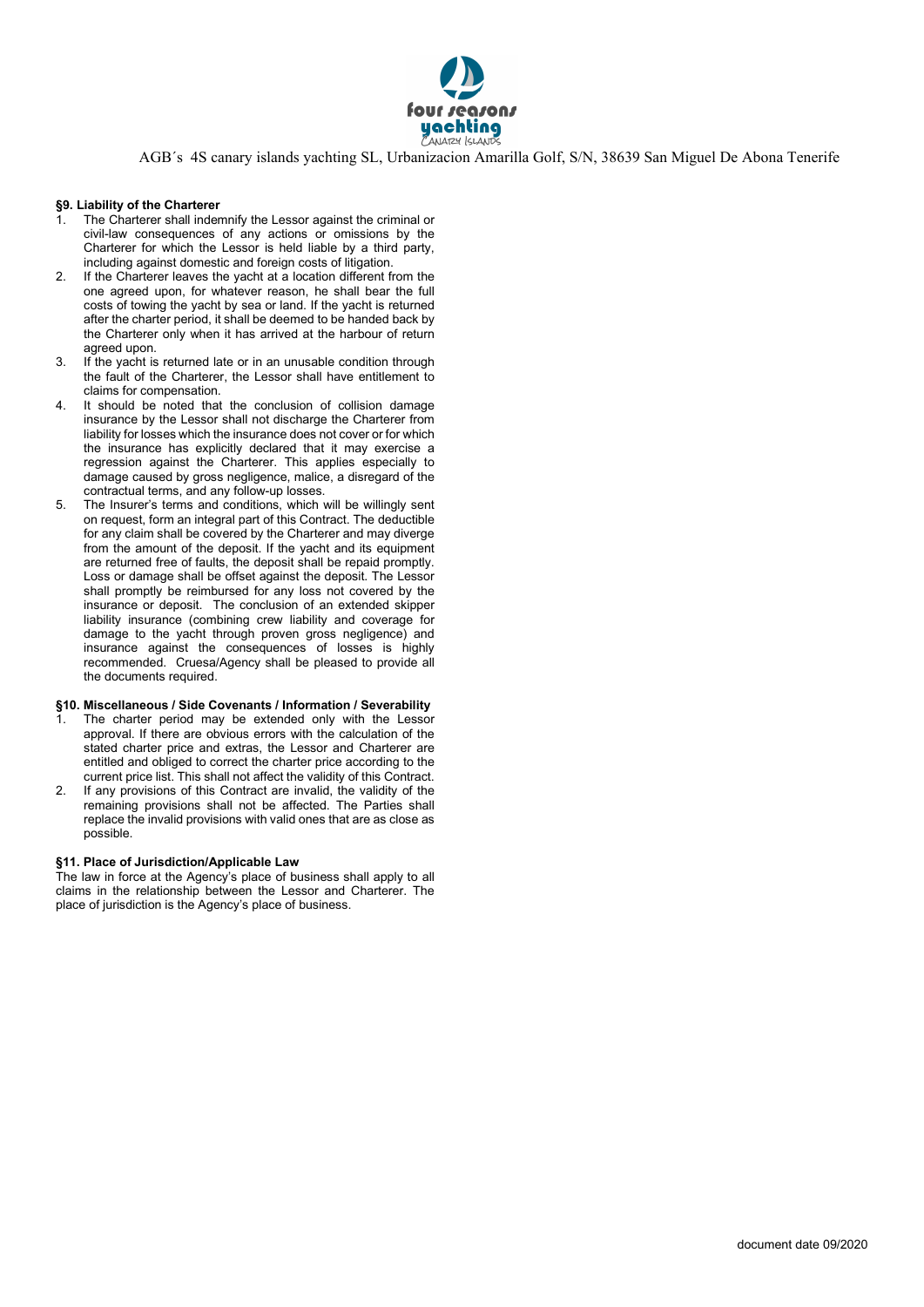## §9. Liability of the Charterer

1. The Charterer shall indemnify the Lessor against the criminal or civil-law consequences of any actions or omissions by the Charterer for which the Lessor is held liable by a third party, including against domestic and foreign costs of litigation.
2. If the Charterer leaves the yacht at a location different from the one agreed upon, for whatever reason, he shall bear the full costs of towing the yacht by sea or land. If the yacht is returned after the charter period, it shall be deemed to be handed back by the Charterer only when it has arrived at the harbour of return agreed upon.
3. If the yacht is returned late or in an unusable condition through the fault of the Charterer, the Lessor shall have entitlement to claims for compensation.
4. It should be noted that the conclusion of collision damage insurance by the Lessor shall not discharge the Charterer from liability for losses which the insurance does not cover or for which the insurance has explicitly declared that it may exercise a regression against the Charterer. This applies especially to damage caused by gross negligence, malice, a disregard of the contractual terms, and any follow-up losses.
5. The Insurer's terms and conditions, which will be willingly sent on request, form an integral part of this Contract. The deductible for any claim shall be covered by the Charterer and may diverge from the amount of the deposit. If the yacht and its equipment are returned free of faults, the deposit shall be repaid promptly. Loss or damage shall be offset against the deposit. The Lessor shall promptly be reimbursed for any loss not covered by the insurance or deposit. The conclusion of an extended skipper liability insurance (combining crew liability and coverage for damage to the yacht through proven gross negligence) and insurance against the consequences of losses is highly recommended. Cruesa/Agency shall be pleased to provide all the documents required.

## §10. Miscellaneous / Side Covenants / Information / Severability

1. The charter period may be extended only with the Lessor approval. If there are obvious errors with the calculation of the stated charter price and extras, the Lessor and Charterer are entitled and obliged to correct the charter price according to the current price list. This shall not affect the validity of this Contract.
2. If any provisions of this Contract are invalid, the validity of the remaining provisions shall not be affected. The Parties shall replace the invalid provisions with valid ones that are as close as possible.

## §11. Place of Jurisdiction/Applicable Law

The law in force at the Agency's place of business shall apply to all claims in the relationship between the Lessor and Charterer. The place of jurisdiction is the Agency's place of business.